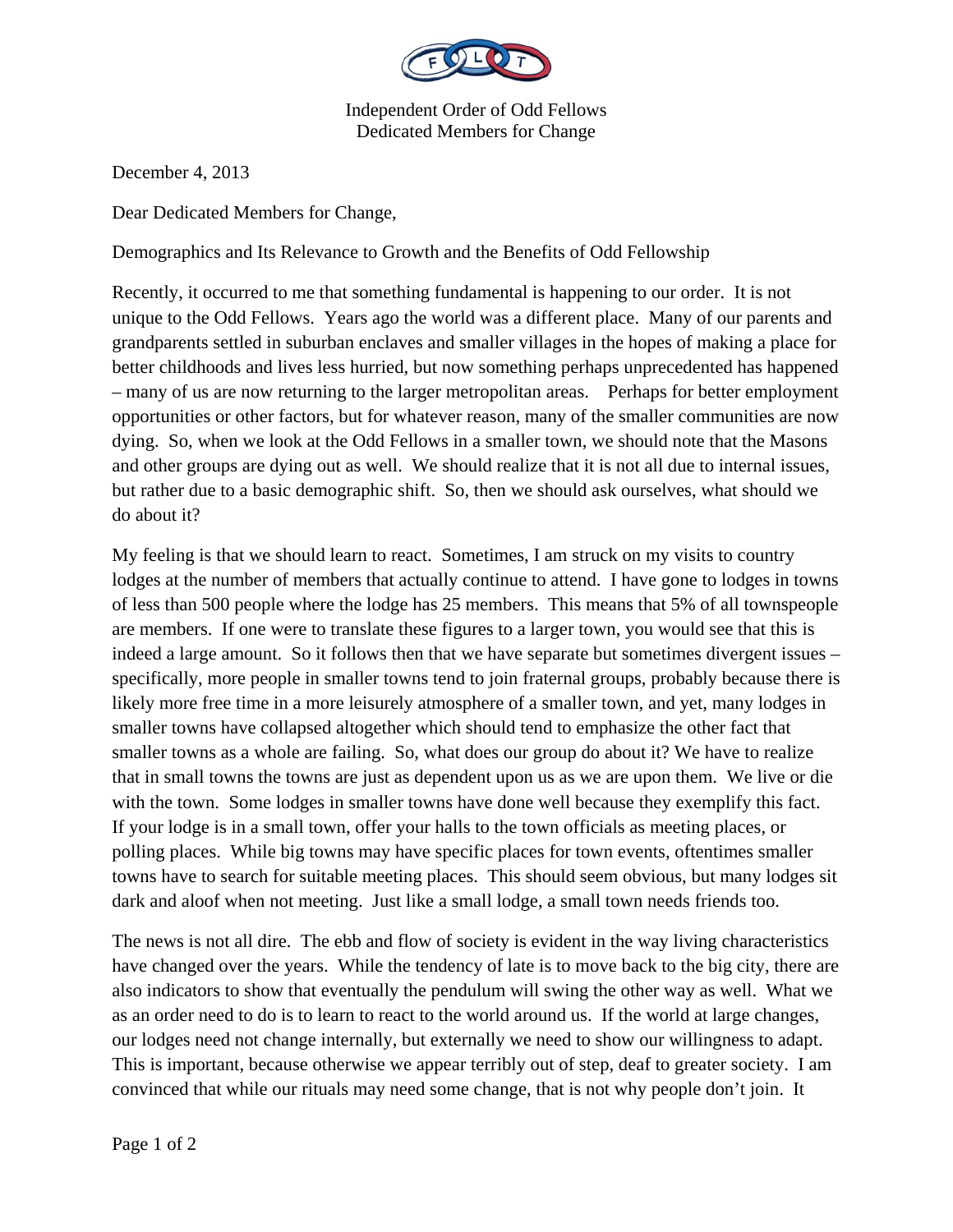Independent Order of Odd Fellows
Dedicated Members for Change

December 4, 2013

Dear Dedicated Members for Change,

Demographics and Its Relevance to Growth and the Benefits of Odd Fellowship

Recently, it occurred to me that something fundamental is happening to our order. It is not unique to the Odd Fellows. Years ago the world was a different place. Many of our parents and grandparents settled in suburban enclaves and smaller villages in the hopes of making a place for better childhoods and lives less hurried, but now something perhaps unprecedented has happened – many of us are now returning to the larger metropolitan areas. Perhaps for better employment opportunities or other factors, but for whatever reason, many of the smaller communities are now dying. So, when we look at the Odd Fellows in a smaller town, we should note that the Masons and other groups are dying out as well. We should realize that it is not all due to internal issues, but rather due to a basic demographic shift. So, then we should ask ourselves, what should we do about it?

My feeling is that we should learn to react. Sometimes, I am struck on my visits to country lodges at the number of members that actually continue to attend. I have gone to lodges in towns of less than 500 people where the lodge has 25 members. This means that 5% of all townspeople are members. If one were to translate these figures to a larger town, you would see that this is indeed a large amount. So it follows then that we have separate but sometimes divergent issues – specifically, more people in smaller towns tend to join fraternal groups, probably because there is likely more free time in a more leisurely atmosphere of a smaller town, and yet, many lodges in smaller towns have collapsed altogether which should tend to emphasize the other fact that smaller towns as a whole are failing. So, what does our group do about it? We have to realize that in small towns the towns are just as dependent upon us as we are upon them. We live or die with the town. Some lodges in smaller towns have done well because they exemplify this fact. If your lodge is in a small town, offer your halls to the town officials as meeting places, or polling places. While big towns may have specific places for town events, oftentimes smaller towns have to search for suitable meeting places. This should seem obvious, but many lodges sit dark and aloof when not meeting. Just like a small lodge, a small town needs friends too.

The news is not all dire. The ebb and flow of society is evident in the way living characteristics have changed over the years. While the tendency of late is to move back to the big city, there are also indicators to show that eventually the pendulum will swing the other way as well. What we as an order need to do is to learn to react to the world around us. If the world at large changes, our lodges need not change internally, but externally we need to show our willingness to adapt. This is important, because otherwise we appear terribly out of step, deaf to greater society. I am convinced that while our rituals may need some change, that is not why people don't join. It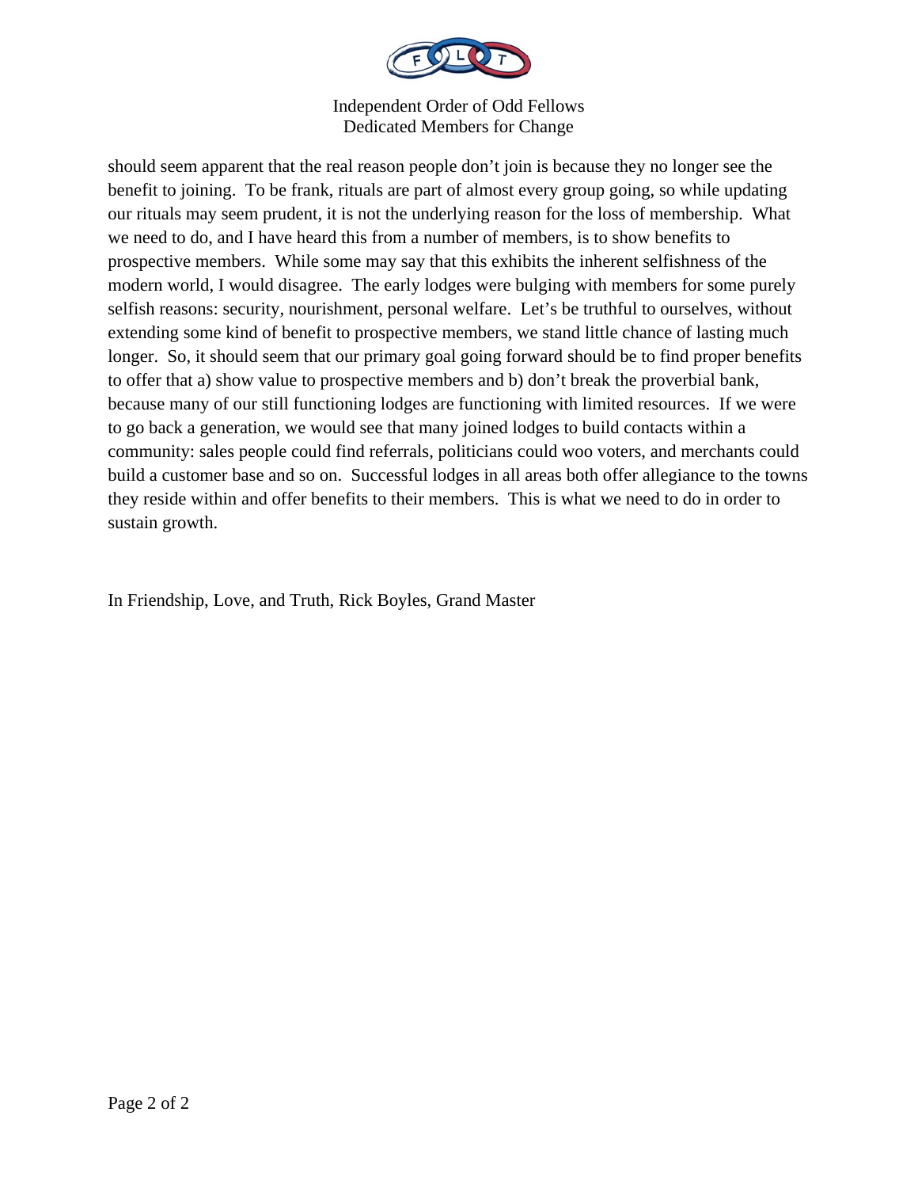should seem apparent that the real reason people don't join is because they no longer see the benefit to joining. To be frank, rituals are part of almost every group going, so while updating our rituals may seem prudent, it is not the underlying reason for the loss of membership. What we need to do, and I have heard this from a number of members, is to show benefits to prospective members. While some may say that this exhibits the inherent selfishness of the modern world, I would disagree. The early lodges were bulging with members for some purely selfish reasons: security, nourishment, personal welfare. Let's be truthful to ourselves, without extending some kind of benefit to prospective members, we stand little chance of lasting much longer. So, it should seem that our primary goal going forward should be to find proper benefits to offer that a) show value to prospective members and b) don't break the proverbial bank, because many of our still functioning lodges are functioning with limited resources. If we were to go back a generation, we would see that many joined lodges to build contacts within a community: sales people could find referrals, politicians could woo voters, and merchants could build a customer base and so on. Successful lodges in all areas both offer allegiance to the towns they reside within and offer benefits to their members. This is what we need to do in order to sustain growth.

In Friendship, Love, and Truth, Rick Boyles, Grand Master